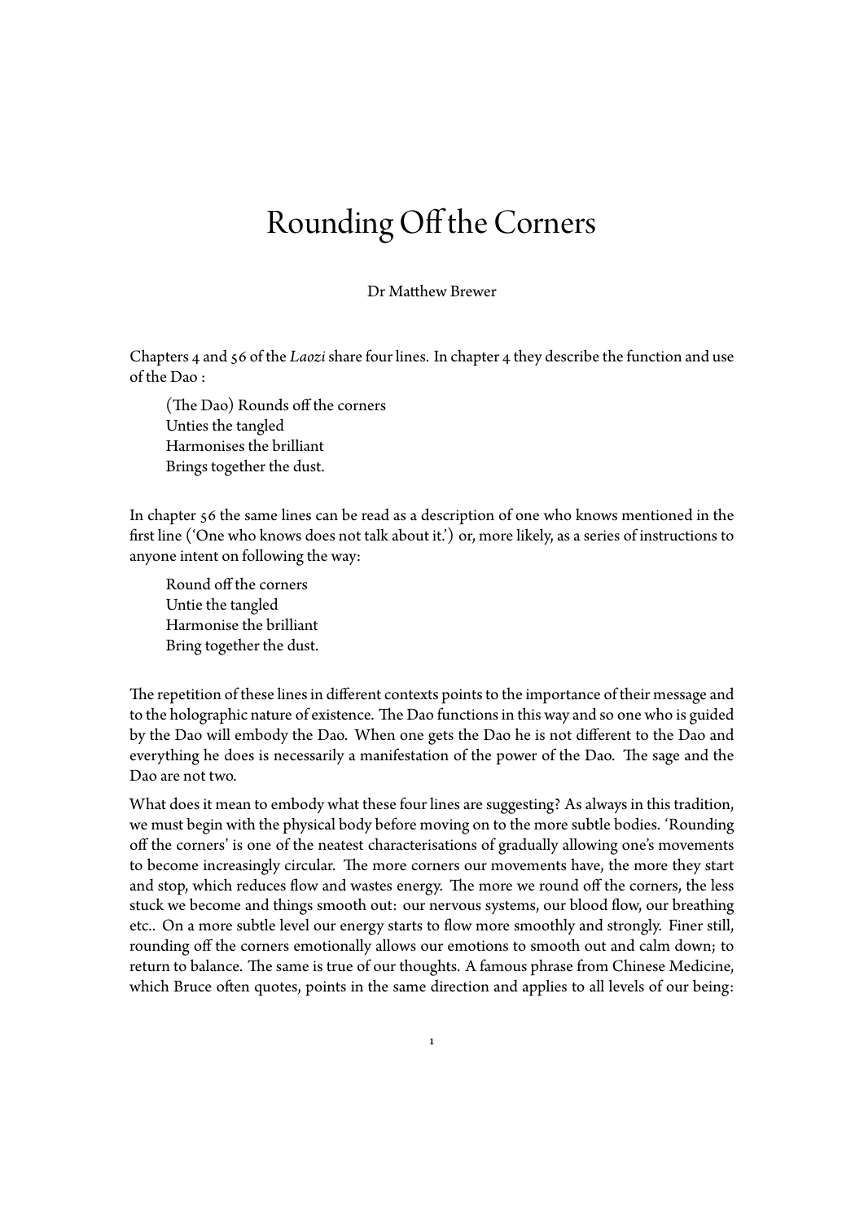# Rounding Off the Corners

Dr Matthew Brewer

Chapters 4 and 56 of the *Laozi* share four lines. In chapter 4 they describe the function and use of the Dao :

> (The Dao) Rounds off the corners
> Unties the tangled
> Harmonises the brilliant
> Brings together the dust.

In chapter 56 the same lines can be read as a description of one who knows mentioned in the first line ('One who knows does not talk about it.') or, more likely, as a series of instructions to anyone intent on following the way:

> Round off the corners
> Untie the tangled
> Harmonise the brilliant
> Bring together the dust.

The repetition of these lines in different contexts points to the importance of their message and to the holographic nature of existence. The Dao functions in this way and so one who is guided by the Dao will embody the Dao. When one gets the Dao he is not different to the Dao and everything he does is necessarily a manifestation of the power of the Dao. The sage and the Dao are not two.

What does it mean to embody what these four lines are suggesting? As always in this tradition, we must begin with the physical body before moving on to the more subtle bodies. 'Rounding off the corners' is one of the neatest characterisations of gradually allowing one's movements to become increasingly circular. The more corners our movements have, the more they start and stop, which reduces flow and wastes energy. The more we round off the corners, the less stuck we become and things smooth out: our nervous systems, our blood flow, our breathing etc.. On a more subtle level our energy starts to flow more smoothly and strongly. Finer still, rounding off the corners emotionally allows our emotions to smooth out and calm down; to return to balance. The same is true of our thoughts. A famous phrase from Chinese Medicine, which Bruce often quotes, points in the same direction and applies to all levels of our being: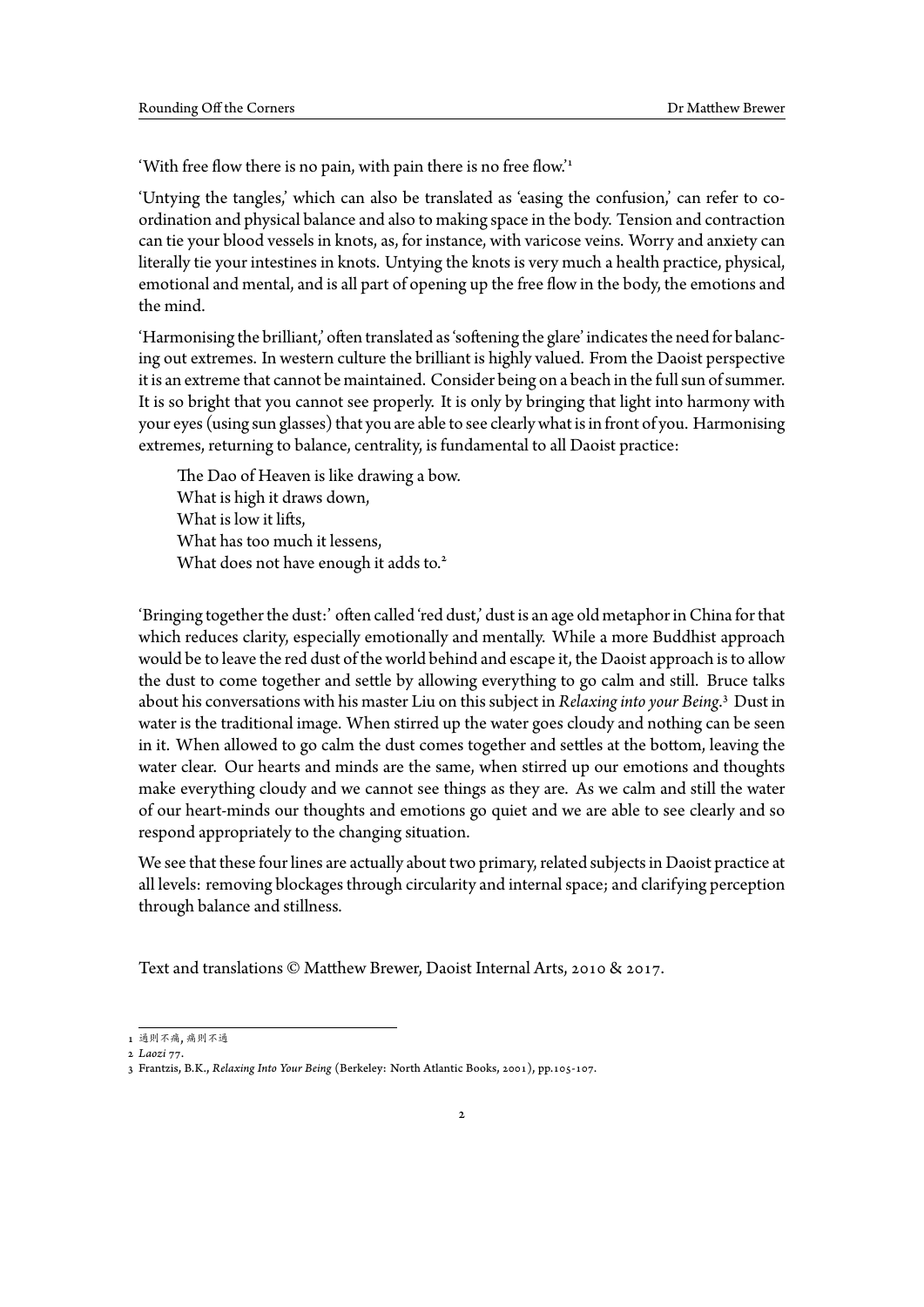'With free flow there is no pain, with pain there is no free flow.'[1]

'Untying the tangles,' which can also be translated as 'easing the confusion,' can refer to co-ordination and physical balance and also to making space in the body. Tension and contraction can tie your blood vessels in knots, as, for instance, with varicose veins. Worry and anxiety can literally tie your intestines in knots. Untying the knots is very much a health practice, physical, emotional and mental, and is all part of opening up the free flow in the body, the emotions and the mind.

'Harmonising the brilliant,' often translated as 'softening the glare' indicates the need for balancing out extremes. In western culture the brilliant is highly valued. From the Daoist perspective it is an extreme that cannot be maintained. Consider being on a beach in the full sun of summer. It is so bright that you cannot see properly. It is only by bringing that light into harmony with your eyes (using sun glasses) that you are able to see clearly what is in front of you. Harmonising extremes, returning to balance, centrality, is fundamental to all Daoist practice:

> The Dao of Heaven is like drawing a bow.
> What is high it draws down,
> What is low it lifts,
> What has too much it lessens,
> What does not have enough it adds to.[2]

'Bringing together the dust:' often called 'red dust,' dust is an age old metaphor in China for that which reduces clarity, especially emotionally and mentally. While a more Buddhist approach would be to leave the red dust of the world behind and escape it, the Daoist approach is to allow the dust to come together and settle by allowing everything to go calm and still. Bruce talks about his conversations with his master Liu on this subject in *Relaxing into your Being*.[3] Dust in water is the traditional image. When stirred up the water goes cloudy and nothing can be seen in it. When allowed to go calm the dust comes together and settles at the bottom, leaving the water clear. Our hearts and minds are the same, when stirred up our emotions and thoughts make everything cloudy and we cannot see things as they are. As we calm and still the water of our heart-minds our thoughts and emotions go quiet and we are able to see clearly and so respond appropriately to the changing situation.

We see that these four lines are actually about two primary, related subjects in Daoist practice at all levels: removing blockages through circularity and internal space; and clarifying perception through balance and stillness.

Text and translations © Matthew Brewer, Daoist Internal Arts, 2010 & 2017.

---

1 通則不痛，痛則不通

2 *Laozi* 77.

3 Frantzis, B.K., *Relaxing Into Your Being* (Berkeley: North Atlantic Books, 2001), pp.105-107.